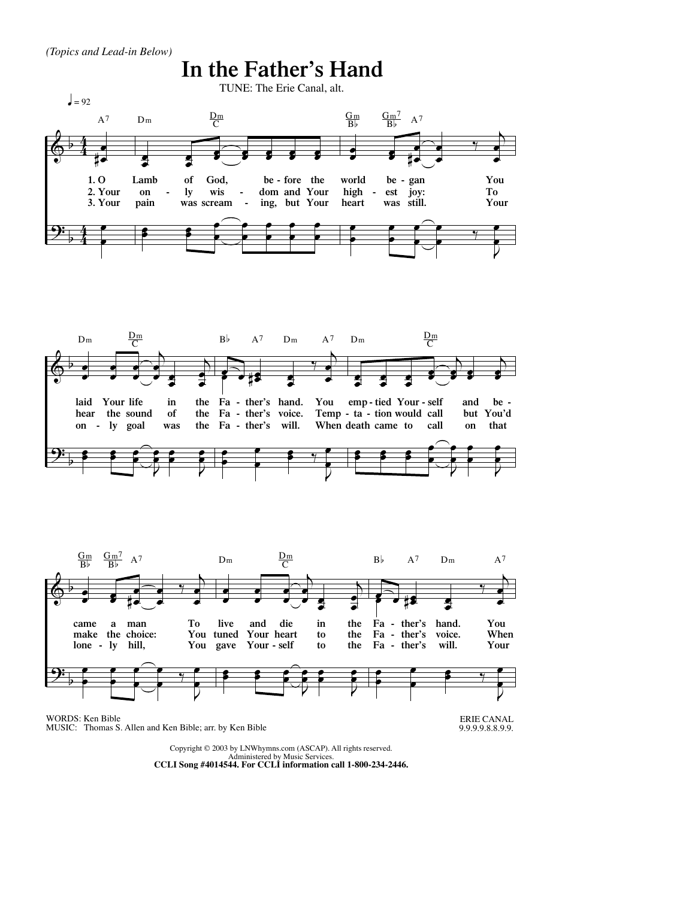*(Topics and Lead-in Below)*

# In the Father's Hand

TUNE: The Erie Canal, alt.

1. O Lamb of God, before the world began You laid Your life in the Father's hand. You emptied Yourself and became a man To live and die in the Father's hand. You

2. Your only wisdom and Your highest joy: To hear the sound of the Father's voice. Temptation would call but You'd make the choice: You tuned Your heart to the Father's voice. When

3. Your pain was screaming, but Your heart was still. Your only goal was the Father's will. When death came to call on that lonely hill, You gave Yourself to the Father's will. Your

WORDS: Ken Bible
MUSIC: Thomas S. Allen and Ken Bible; arr. by Ken Bible

ERIE CANAL
9.9.9.9.8.8.9.9.

Copyright © 2003 by LNWhymns.com (ASCAP). All rights reserved.
Administered by Music Services.
**CCLI Song #4014544. For CCLI information call 1-800-234-2446.**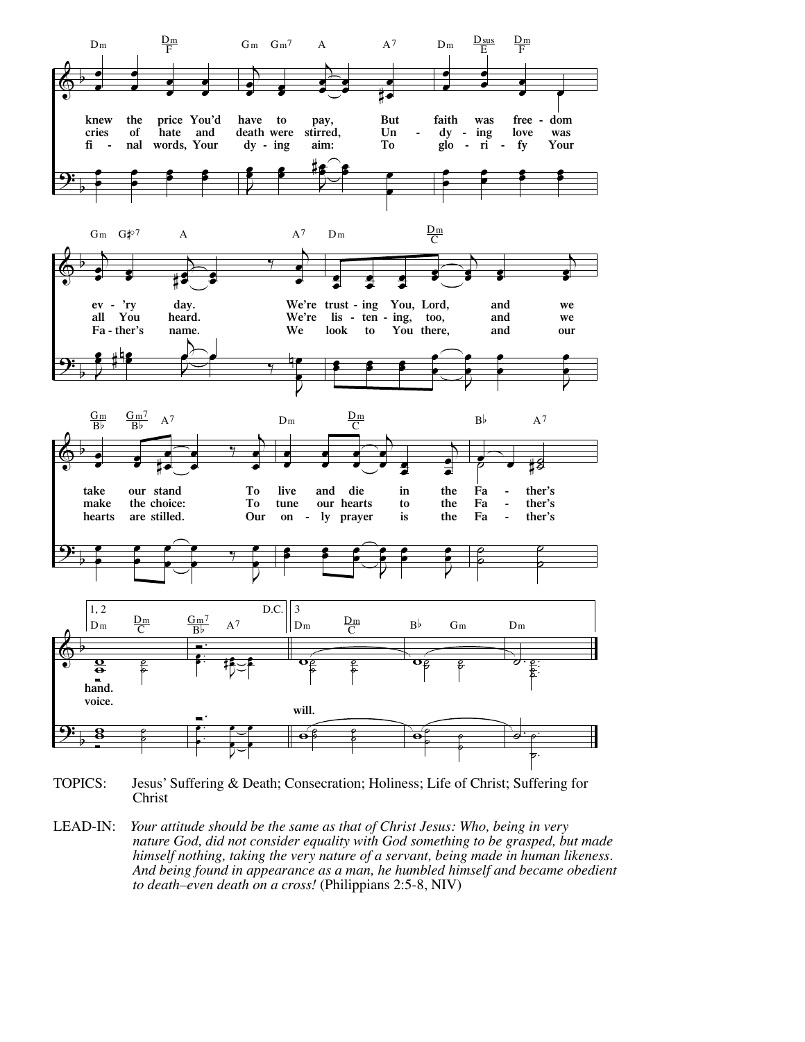knew the price You'd have to pay, But faith was free - dom ev - 'ry day. We're trust - ing You, Lord, and we take our stand To live and die in the Fa - ther's hand.

cries of hate and death were stirred, Un - dy - ing love was all You heard. We're lis - ten - ing, too, and we make the choice: To tune our hearts to the Fa - ther's voice.

fi - nal words, Your dy - ing aim: To glo - ri - fy Your Fa - ther's name. We look to You there, and our hearts are stilled. Our on - ly prayer is the Fa - ther's will.

TOPICS: Jesus' Suffering & Death; Consecration; Holiness; Life of Christ; Suffering for Christ

LEAD-IN: *Your attitude should be the same as that of Christ Jesus: Who, being in very nature God, did not consider equality with God something to be grasped, but made himself nothing, taking the very nature of a servant, being made in human likeness. And being found in appearance as a man, he humbled himself and became obedient to death–even death on a cross!* (Philippians 2:5-8, NIV)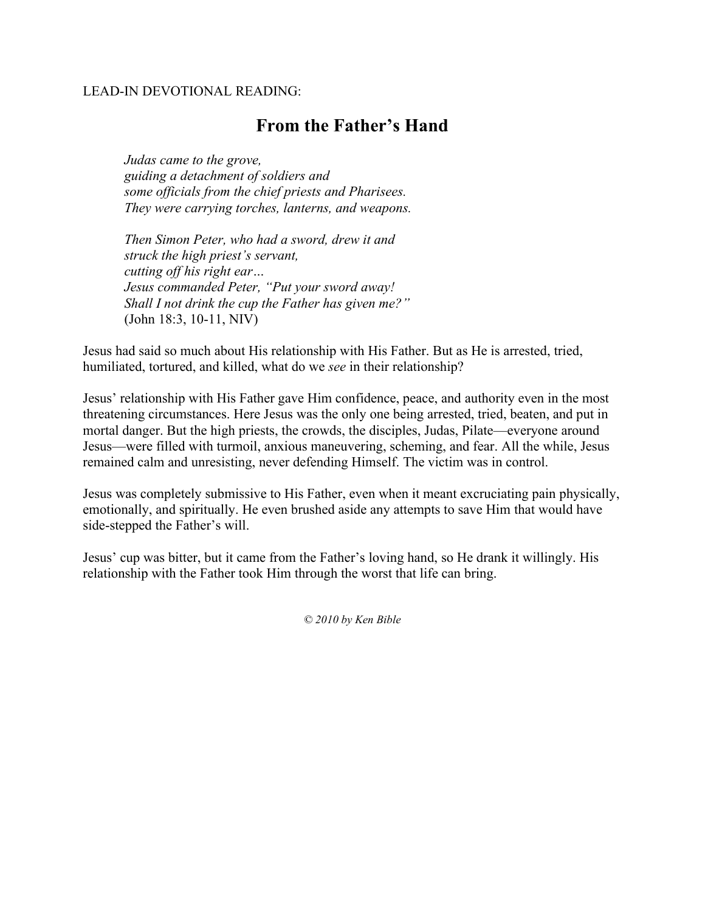LEAD-IN DEVOTIONAL READING:

# From the Father's Hand

> *Judas came to the grove,*
> *guiding a detachment of soldiers and*
> *some officials from the chief priests and Pharisees.*
> *They were carrying torches, lanterns, and weapons.*
>
> *Then Simon Peter, who had a sword, drew it and*
> *struck the high priest's servant,*
> *cutting off his right ear…*
> *Jesus commanded Peter, "Put your sword away!*
> *Shall I not drink the cup the Father has given me?"*
> (John 18:3, 10-11, NIV)

Jesus had said so much about His relationship with His Father. But as He is arrested, tried, humiliated, tortured, and killed, what do we *see* in their relationship?

Jesus' relationship with His Father gave Him confidence, peace, and authority even in the most threatening circumstances. Here Jesus was the only one being arrested, tried, beaten, and put in mortal danger. But the high priests, the crowds, the disciples, Judas, Pilate—everyone around Jesus—were filled with turmoil, anxious maneuvering, scheming, and fear. All the while, Jesus remained calm and unresisting, never defending Himself. The victim was in control.

Jesus was completely submissive to His Father, even when it meant excruciating pain physically, emotionally, and spiritually. He even brushed aside any attempts to save Him that would have side-stepped the Father's will.

Jesus' cup was bitter, but it came from the Father's loving hand, so He drank it willingly. His relationship with the Father took Him through the worst that life can bring.

*© 2010 by Ken Bible*